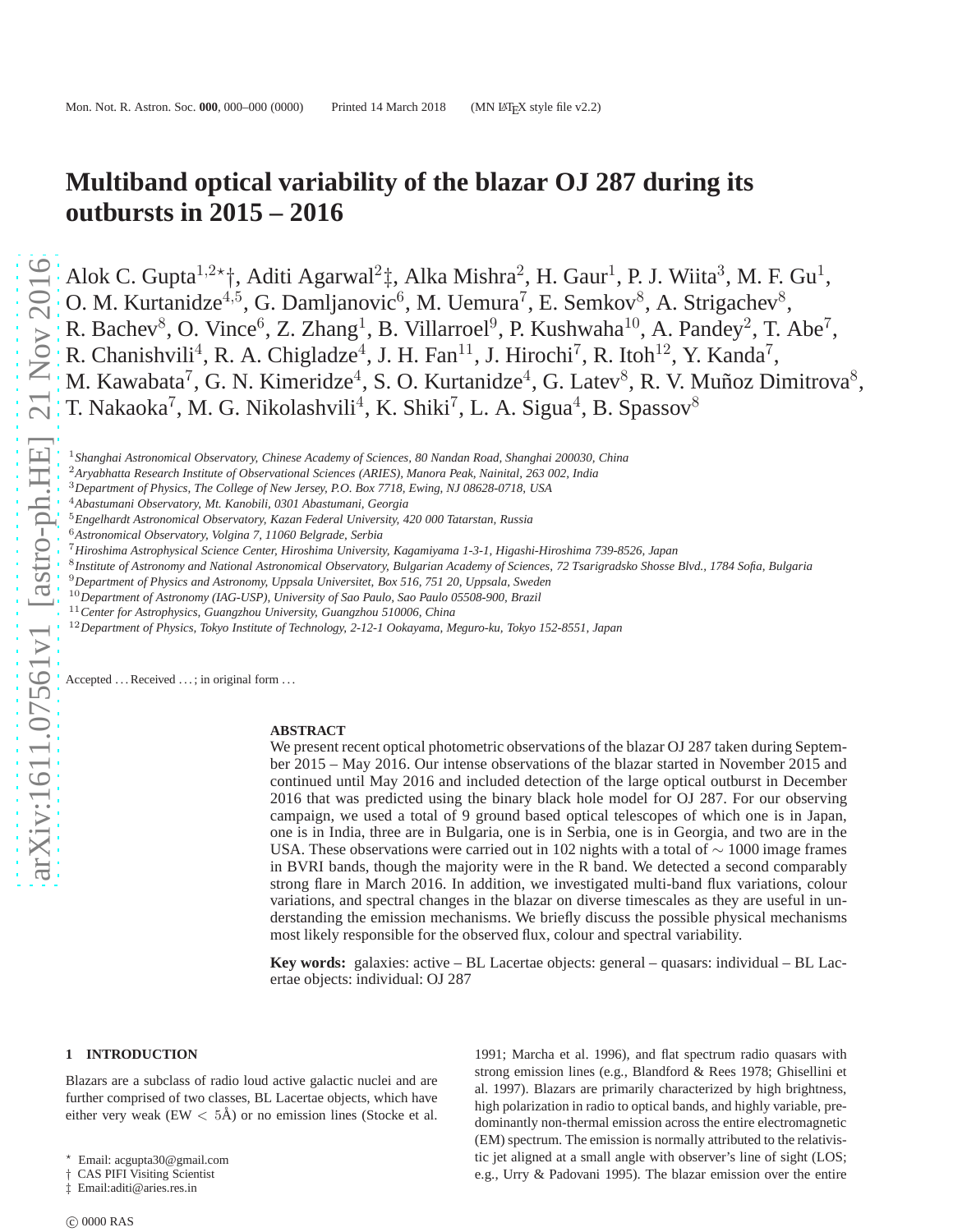# Multiband optical variability of the blazar OJ 287 during its outbursts in 2015 – 2016

Alok C. Gupta[1,2⋆†], Aditi Agarwal[2‡], Alka Mishra[2], H. Gaur[1], P. J. Wiita[3], M. F. Gu[1], O. M. Kurtanidze[4,5], G. Damljanovic[6], M. Uemura[7], E. Semkov[8], A. Strigachev[8], R. Bachev[8], O. Vince[6], Z. Zhang[1], B. Villarroel[9], P. Kushwaha[10], A. Pandey[2], T. Abe[7], R. Chanishvili[4], R. A. Chigladze[4], J. H. Fan[11], J. Hirochi[7], R. Itoh[12], Y. Kanda[7], M. Kawabata[7], G. N. Kimeridze[4], S. O. Kurtanidze[4], G. Latev[8], R. V. Muñoz Dimitrova[8], T. Nakaoka[7], M. G. Nikolashvili[4], K. Shiki[7], L. A. Sigua[4], B. Spassov[8]

[1] *Shanghai Astronomical Observatory, Chinese Academy of Sciences, 80 Nandan Road, Shanghai 200030, China*
[2] *Aryabhatta Research Institute of Observational Sciences (ARIES), Manora Peak, Nainital, 263 002, India*
[3] *Department of Physics, The College of New Jersey, P.O. Box 7718, Ewing, NJ 08628-0718, USA*
[4] *Abastumani Observatory, Mt. Kanobili, 0301 Abastumani, Georgia*
[5] *Engelhardt Astronomical Observatory, Kazan Federal University, 420 000 Tatarstan, Russia*
[6] *Astronomical Observatory, Volgina 7, 11060 Belgrade, Serbia*
[7] *Hiroshima Astrophysical Science Center, Hiroshima University, Kagamiyama 1-3-1, Higashi-Hiroshima 739-8526, Japan*
[8] *Institute of Astronomy and National Astronomical Observatory, Bulgarian Academy of Sciences, 72 Tsarigradsko Shosse Blvd., 1784 Sofia, Bulgaria*
[9] *Department of Physics and Astronomy, Uppsala Universitet, Box 516, 751 20, Uppsala, Sweden*
[10] *Department of Astronomy (IAG-USP), University of Sao Paulo, Sao Paulo 05508-900, Brazil*
[11] *Center for Astrophysics, Guangzhou University, Guangzhou 510006, China*
[12] *Department of Physics, Tokyo Institute of Technology, 2-12-1 Ookayama, Meguro-ku, Tokyo 152-8551, Japan*

Accepted ... Received ... ; in original form ...

## ABSTRACT

We present recent optical photometric observations of the blazar OJ 287 taken during September 2015 – May 2016. Our intense observations of the blazar started in November 2015 and continued until May 2016 and included detection of the large optical outburst in December 2016 that was predicted using the binary black hole model for OJ 287. For our observing campaign, we used a total of 9 ground based optical telescopes of which one is in Japan, one is in India, three are in Bulgaria, one is in Serbia, one is in Georgia, and two are in the USA. These observations were carried out in 102 nights with a total of $\sim$ 1000 image frames in BVRI bands, though the majority were in the R band. We detected a second comparably strong flare in March 2016. In addition, we investigated multi-band flux variations, colour variations, and spectral changes in the blazar on diverse timescales as they are useful in understanding the emission mechanisms. We briefly discuss the possible physical mechanisms most likely responsible for the observed flux, colour and spectral variability.

**Key words:** galaxies: active – BL Lacertae objects: general – quasars: individual – BL Lacertae objects: individual: OJ 287

## 1 INTRODUCTION

Blazars are a subclass of radio loud active galactic nuclei and are further comprised of two classes, BL Lacertae objects, which have either very weak (EW $<$ 5Å) or no emission lines (Stocke et al. 1991; Marcha et al. 1996), and flat spectrum radio quasars with strong emission lines (e.g., Blandford & Rees 1978; Ghisellini et al. 1997). Blazars are primarily characterized by high brightness, high polarization in radio to optical bands, and highly variable, predominantly non-thermal emission across the entire electromagnetic (EM) spectrum. The emission is normally attributed to the relativistic jet aligned at a small angle with observer's line of sight (LOS; e.g., Urry & Padovani 1995). The blazar emission over the entire

⋆ Email: acgupta30@gmail.com
† CAS PIFI Visiting Scientist
‡ Email:aditi@aries.res.in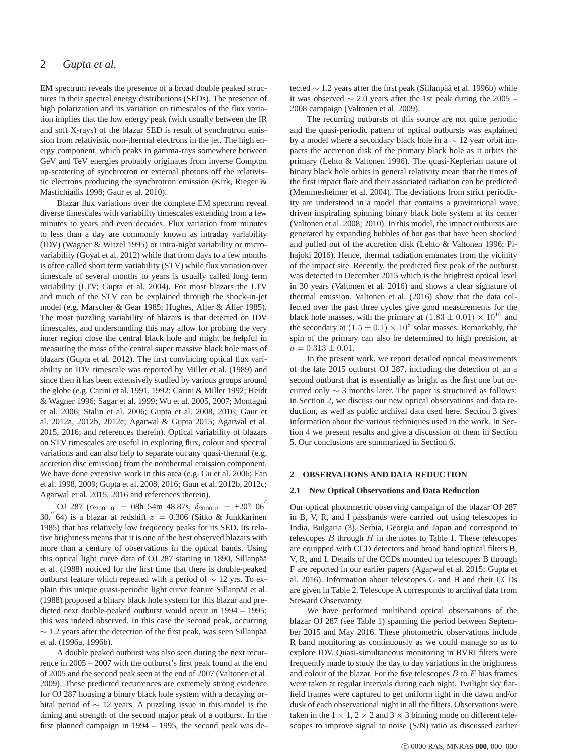EM spectrum reveals the presence of a broad double peaked structures in their spectral energy distributions (SEDs). The presence of high polarization and its variation on timescales of the flux variation implies that the low energy peak (with usually between the IR and soft X-rays) of the blazar SED is result of synchrotron emission from relativistic non-thermal electrons in the jet. The high energy component, which peaks in gamma-rays somewhere between GeV and TeV energies probably originates from inverse Compton up-scattering of synchrotron or external photons off the relativistic electrons producing the synchrotron emission (Kirk, Rieger & Mastichiadis 1998; Gaur et al. 2010).

Blazar flux variations over the complete EM spectrum reveal diverse timescales with variability timescales extending from a few minutes to years and even decades. Flux variation from minutes to less than a day are commonly known as intraday variability (IDV) (Wagner & Witzel 1995) or intra-night variability or microvariability (Goyal et al. 2012) while that from days to a few months is often called short term variability (STV) while flux variation over timescale of several months to years is usually called long term variability (LTV; Gupta et al. 2004). For most blazars the LTV and much of the STV can be explained through the shock-in-jet model (e.g. Marscher & Gear 1985; Hughes, Aller & Aller 1985). The most puzzling variability of blazars is that detected on IDV timescales, and understanding this may allow for probing the very inner region close the central black hole and might be helpful in measuring the mass of the central super massive black hole mass of blazars (Gupta et al. 2012). The first convincing optical flux variability on IDV timescale was reported by Miller et al. (1989) and since then it has been extensively studied by various groups around the globe (e.g. Carini et al. 1991, 1992; Carini & Miller 1992; Heidt & Wagner 1996; Sagar et al. 1999; Wu et al. 2005, 2007; Montagni et al. 2006; Stalin et al. 2006; Gupta et al. 2008, 2016; Gaur et al. 2012a, 2012b, 2012c; Agarwal & Gupta 2015; Agarwal et al. 2015, 2016; and references therein). Optical variability of blazars on STV timescales are useful in exploring flux, colour and spectral variations and can also help to separate out any quasi-thermal (e.g. accretion disc emission) from the nonthermal emission component. We have done extensive work in this area (e.g. Gu et al. 2006; Fan et al. 1998, 2009; Gupta et al. 2008, 2016; Gaur et al. 2012b, 2012c; Agarwal et al. 2015, 2016 and references therein).

OJ 287 ($\alpha_{2000.0}$ = 08h 54m 48.87s, $\delta_{2000.0}$ = +20° 06′ 30.″64) is a blazar at redshift $z$ = 0.306 (Sitko & Junkkarinen 1985) that has relatively low frequency peaks for its SED. Its relative brightness means that it is one of the best observed blazars with more than a century of observations in the optical bands. Using this optical light curve data of OJ 287 starting in 1890, Sillanpää et al. (1988) noticed for the first time that there is double-peaked outburst feature which repeated with a period of $\sim$ 12 yrs. To explain this unique quasi-periodic light curve feature Sillanpää et al. (1988) proposed a binary black hole system for this blazar and predicted next double-peaked outburst would occur in 1994 – 1995; this was indeed observed. In this case the second peak, occurring $\sim$ 1.2 years after the detection of the first peak, was seen Sillanpää et al. (1996a, 1996b).

A double peaked outburst was also seen during the next recurrence in 2005 – 2007 with the outburst's first peak found at the end of 2005 and the second peak seen at the end of 2007 (Valtonen et al. 2009). These predicted recurrences are extremely strong evidence for OJ 287 housing a binary black hole system with a decaying orbital period of $\sim$ 12 years. A puzzling issue in this model is the timing and strength of the second major peak of a outburst. In the first planned campaign in 1994 – 1995, the second peak was detected $\sim$ 1.2 years after the first peak (Sillanpää et al. 1996b) while it was observed $\sim$ 2.0 years after the 1st peak during the 2005 – 2008 campaign (Valtonen et al. 2009).

The recurring outbursts of this source are not quite periodic and the quasi-periodic pattern of optical outbursts was explained by a model where a secondary black hole in a $\sim$ 12 year orbit impacts the accretion disk of the primary black hole as it orbits the primary (Lehto & Valtonen 1996). The quasi-Keplerian nature of binary black hole orbits in general relativity mean that the times of the first impact flare and their associated radiation can be predicted (Memmesheimer et al. 2004). The deviations from strict periodicity are understood in a model that contains a gravitational wave driven inspiraling spinning binary black hole system at its center (Valtonen et al. 2008; 2010). In this model, the impact outbursts are generated by expanding bubbles of hot gas that have been shocked and pulled out of the accretion disk (Lehto & Valtonen 1996; Pihajoki 2016). Hence, thermal radiation emanates from the vicinity of the impact site. Recently, the predicted first peak of the outburst was detected in December 2015 which is the brightest optical level in 30 years (Valtonen et al. 2016) and shows a clear signature of thermal emission. Valtonen et al. (2016) show that the data collected over the past three cycles give good measurements for the black hole masses, with the primary at $(1.83 \pm 0.01) \times 10^{10}$ and the secondary at $(1.5 \pm 0.1) \times 10^{8}$ solar masses. Remarkably, the spin of the primary can also be determined to high precision, at $a = 0.313 \pm 0.01$.

In the present work, we report detailed optical measurements of the late 2015 outburst OJ 287, including the detection of an a second outburst that is essentially as bright as the first one but occurred only $\sim$ 3 months later. The paper is structured as follows: in Section 2, we discuss our new optical observations and data reduction, as well as public archival data used here. Section 3 gives information about the various techniques used in the work. In Section 4 we present results and give a discussion of them in Section 5. Our conclusions are summarized in Section 6.

## 2 OBSERVATIONS AND DATA REDUCTION

### 2.1 New Optical Observations and Data Reduction

Our optical photometric observing campaign of the blazar OJ 287 in B, V, R, and I passbands were carried out using telescopes in India, Bulgaria (3), Serbia, Georgia and Japan and correspond to telescopes $B$ through $H$ in the notes to Table 1. These telescopes are equipped with CCD detectors and broad band optical filters B, V, R, and I. Details of the CCDs mounted on telescopes B through F are reported in our earlier papers (Agarwal et al. 2015; Gupta et al. 2016). Information about telescopes G and H and their CCDs are given in Table 2. Telescope A corresponds to archival data from Steward Observatory.

We have performed multiband optical observations of the blazar OJ 287 (see Table 1) spanning the period between September 2015 and May 2016. These photometric observations include R band monitoring as continuously as we could manage so as to explore IDV. Quasi-simultaneous monitoring in BVRI filters were frequently made to study the day to day variations in the brightness and colour of the blazar. For the five telescopes $B$ to $F$ bias frames were taken at regular intervals during each night. Twilight sky flat-field frames were captured to get uniform light in the dawn and/or dusk of each observational night in all the filters. Observations were taken in the $1 \times 1$, $2 \times 2$ and $3 \times 3$ binning mode on different telescopes to improve signal to noise (S/N) ratio as discussed earlier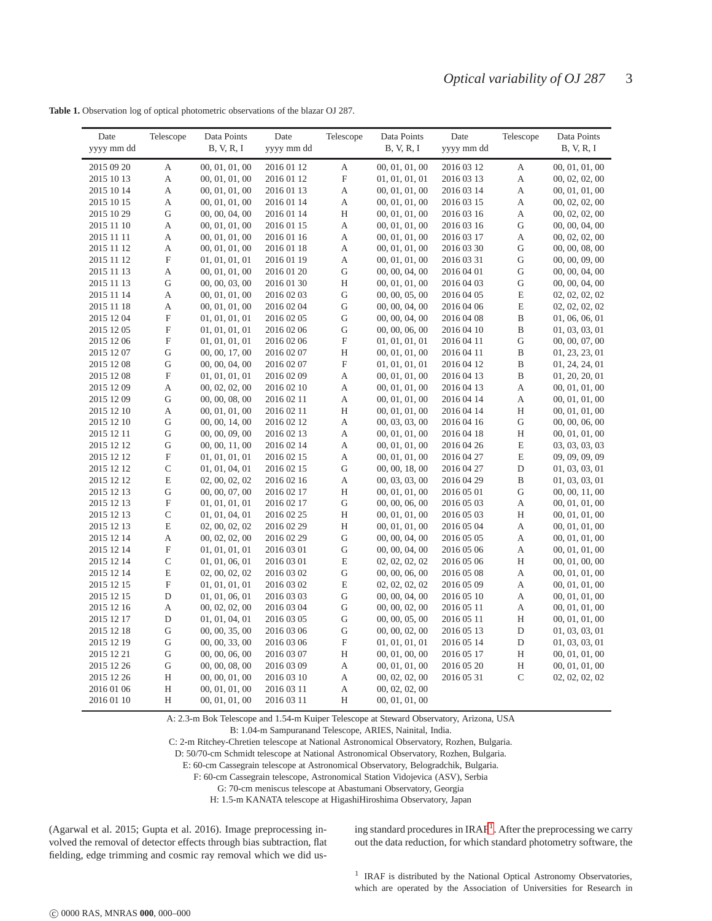**Table 1.** Observation log of optical photometric observations of the blazar OJ 287.

| Date yyyy mm dd | Telescope | Data Points B, V, R, I | Date yyyy mm dd | Telescope | Data Points B, V, R, I | Date yyyy mm dd | Telescope | Data Points B, V, R, I |
|---|---|---|---|---|---|---|---|---|
| 2015 09 20 | A | 00, 01, 01, 00 | 2016 01 12 | A | 00, 01, 01, 00 | 2016 03 12 | A | 00, 01, 01, 00 |
| 2015 10 13 | A | 00, 01, 01, 00 | 2016 01 12 | F | 01, 01, 01, 01 | 2016 03 13 | A | 00, 02, 02, 00 |
| 2015 10 14 | A | 00, 01, 01, 00 | 2016 01 13 | A | 00, 01, 01, 00 | 2016 03 14 | A | 00, 01, 01, 00 |
| 2015 10 15 | A | 00, 01, 01, 00 | 2016 01 14 | A | 00, 01, 01, 00 | 2016 03 15 | A | 00, 02, 02, 00 |
| 2015 10 29 | G | 00, 00, 04, 00 | 2016 01 14 | H | 00, 01, 01, 00 | 2016 03 16 | A | 00, 02, 02, 00 |
| 2015 11 10 | A | 00, 01, 01, 00 | 2016 01 15 | A | 00, 01, 01, 00 | 2016 03 16 | G | 00, 00, 04, 00 |
| 2015 11 11 | A | 00, 01, 01, 00 | 2016 01 16 | A | 00, 01, 01, 00 | 2016 03 17 | A | 00, 02, 02, 00 |
| 2015 11 12 | A | 00, 01, 01, 00 | 2016 01 18 | A | 00, 01, 01, 00 | 2016 03 30 | G | 00, 00, 08, 00 |
| 2015 11 12 | F | 01, 01, 01, 01 | 2016 01 19 | A | 00, 01, 01, 00 | 2016 03 31 | G | 00, 00, 09, 00 |
| 2015 11 13 | A | 00, 01, 01, 00 | 2016 01 20 | G | 00, 00, 04, 00 | 2016 04 01 | G | 00, 00, 04, 00 |
| 2015 11 13 | G | 00, 00, 03, 00 | 2016 01 30 | H | 00, 01, 01, 00 | 2016 04 03 | G | 00, 00, 04, 00 |
| 2015 11 14 | A | 00, 01, 01, 00 | 2016 02 03 | G | 00, 00, 05, 00 | 2016 04 05 | E | 02, 02, 02, 02 |
| 2015 11 18 | A | 00, 01, 01, 00 | 2016 02 04 | G | 00, 00, 04, 00 | 2016 04 06 | E | 02, 02, 02, 02 |
| 2015 12 04 | F | 01, 01, 01, 01 | 2016 02 05 | G | 00, 00, 04, 00 | 2016 04 08 | B | 01, 06, 06, 01 |
| 2015 12 05 | F | 01, 01, 01, 01 | 2016 02 06 | G | 00, 00, 06, 00 | 2016 04 10 | B | 01, 03, 03, 01 |
| 2015 12 06 | F | 01, 01, 01, 01 | 2016 02 06 | F | 01, 01, 01, 01 | 2016 04 11 | G | 00, 00, 07, 00 |
| 2015 12 07 | G | 00, 00, 17, 00 | 2016 02 07 | H | 00, 01, 01, 00 | 2016 04 11 | B | 01, 23, 23, 01 |
| 2015 12 08 | G | 00, 00, 04, 00 | 2016 02 07 | F | 01, 01, 01, 01 | 2016 04 12 | B | 01, 24, 24, 01 |
| 2015 12 08 | F | 01, 01, 01, 01 | 2016 02 09 | A | 00, 01, 01, 00 | 2016 04 13 | B | 01, 20, 20, 01 |
| 2015 12 09 | A | 00, 02, 02, 00 | 2016 02 10 | A | 00, 01, 01, 00 | 2016 04 13 | A | 00, 01, 01, 00 |
| 2015 12 09 | G | 00, 00, 08, 00 | 2016 02 11 | A | 00, 01, 01, 00 | 2016 04 14 | A | 00, 01, 01, 00 |
| 2015 12 10 | A | 00, 01, 01, 00 | 2016 02 11 | H | 00, 01, 01, 00 | 2016 04 14 | H | 00, 01, 01, 00 |
| 2015 12 10 | G | 00, 00, 14, 00 | 2016 02 12 | A | 00, 03, 03, 00 | 2016 04 16 | G | 00, 00, 06, 00 |
| 2015 12 11 | G | 00, 00, 09, 00 | 2016 02 13 | A | 00, 01, 01, 00 | 2016 04 18 | H | 00, 01, 01, 00 |
| 2015 12 12 | G | 00, 00, 11, 00 | 2016 02 14 | A | 00, 01, 01, 00 | 2016 04 26 | E | 03, 03, 03, 03 |
| 2015 12 12 | F | 01, 01, 01, 01 | 2016 02 15 | A | 00, 01, 01, 00 | 2016 04 27 | E | 09, 09, 09, 09 |
| 2015 12 12 | C | 01, 01, 04, 01 | 2016 02 15 | G | 00, 00, 18, 00 | 2016 04 27 | D | 01, 03, 03, 01 |
| 2015 12 12 | E | 02, 00, 02, 02 | 2016 02 16 | A | 00, 03, 03, 00 | 2016 04 29 | B | 01, 03, 03, 01 |
| 2015 12 13 | G | 00, 00, 07, 00 | 2016 02 17 | H | 00, 01, 01, 00 | 2016 05 01 | G | 00, 00, 11, 00 |
| 2015 12 13 | F | 01, 01, 01, 01 | 2016 02 17 | G | 00, 00, 06, 00 | 2016 05 03 | A | 00, 01, 01, 00 |
| 2015 12 13 | C | 01, 01, 04, 01 | 2016 02 25 | H | 00, 01, 01, 00 | 2016 05 03 | H | 00, 01, 01, 00 |
| 2015 12 13 | E | 02, 00, 02, 02 | 2016 02 29 | H | 00, 01, 01, 00 | 2016 05 04 | A | 00, 01, 01, 00 |
| 2015 12 14 | A | 00, 02, 02, 00 | 2016 02 29 | G | 00, 00, 04, 00 | 2016 05 05 | A | 00, 01, 01, 00 |
| 2015 12 14 | F | 01, 01, 01, 01 | 2016 03 01 | G | 00, 00, 04, 00 | 2016 05 06 | A | 00, 01, 01, 00 |
| 2015 12 14 | C | 01, 01, 06, 01 | 2016 03 01 | E | 02, 02, 02, 02 | 2016 05 06 | H | 00, 01, 00, 00 |
| 2015 12 14 | E | 02, 00, 02, 02 | 2016 03 02 | G | 00, 00, 06, 00 | 2016 05 08 | A | 00, 01, 01, 00 |
| 2015 12 15 | F | 01, 01, 01, 01 | 2016 03 02 | E | 02, 02, 02, 02 | 2016 05 09 | A | 00, 01, 01, 00 |
| 2015 12 15 | D | 01, 01, 06, 01 | 2016 03 03 | G | 00, 00, 04, 00 | 2016 05 10 | A | 00, 01, 01, 00 |
| 2015 12 16 | A | 00, 02, 02, 00 | 2016 03 04 | G | 00, 00, 02, 00 | 2016 05 11 | A | 00, 01, 01, 00 |
| 2015 12 17 | D | 01, 01, 04, 01 | 2016 03 05 | G | 00, 00, 05, 00 | 2016 05 11 | H | 00, 01, 01, 00 |
| 2015 12 18 | G | 00, 00, 35, 00 | 2016 03 06 | G | 00, 00, 02, 00 | 2016 05 13 | D | 01, 03, 03, 01 |
| 2015 12 19 | G | 00, 00, 33, 00 | 2016 03 06 | F | 01, 01, 01, 01 | 2016 05 14 | D | 01, 03, 03, 01 |
| 2015 12 21 | G | 00, 00, 06, 00 | 2016 03 07 | H | 00, 01, 00, 00 | 2016 05 17 | H | 00, 01, 01, 00 |
| 2015 12 26 | G | 00, 00, 08, 00 | 2016 03 09 | A | 00, 01, 01, 00 | 2016 05 20 | H | 00, 01, 01, 00 |
| 2015 12 26 | H | 00, 00, 01, 00 | 2016 03 10 | A | 00, 02, 02, 00 | 2016 05 31 | C | 02, 02, 02, 02 |
| 2016 01 06 | H | 00, 01, 01, 00 | 2016 03 11 | A | 00, 02, 02, 00 | | | |
| 2016 01 10 | H | 00, 01, 01, 00 | 2016 03 11 | H | 00, 01, 01, 00 | | | |

A: 2.3-m Bok Telescope and 1.54-m Kuiper Telescope at Steward Observatory, Arizona, USA
B: 1.04-m Sampuranand Telescope, ARIES, Nainital, India.
C: 2-m Ritchey-Chretien telescope at National Astronomical Observatory, Rozhen, Bulgaria.
D: 50/70-cm Schmidt telescope at National Astronomical Observatory, Rozhen, Bulgaria.
E: 60-cm Cassegrain telescope at Astronomical Observatory, Belogradchik, Bulgaria.
F: 60-cm Cassegrain telescope, Astronomical Station Vidojevica (ASV), Serbia
G: 70-cm meniscus telescope at Abastumani Observatory, Georgia
H: 1.5-m KANATA telescope at HigashiHiroshima Observatory, Japan

(Agarwal et al. 2015; Gupta et al. 2016). Image preprocessing involved the removal of detector effects through bias subtraction, flat fielding, edge trimming and cosmic ray removal which we did using standard procedures in IRAF[1]. After the preprocessing we carry out the data reduction, for which standard photometry software, the

[1] IRAF is distributed by the National Optical Astronomy Observatories, which are operated by the Association of Universities for Research in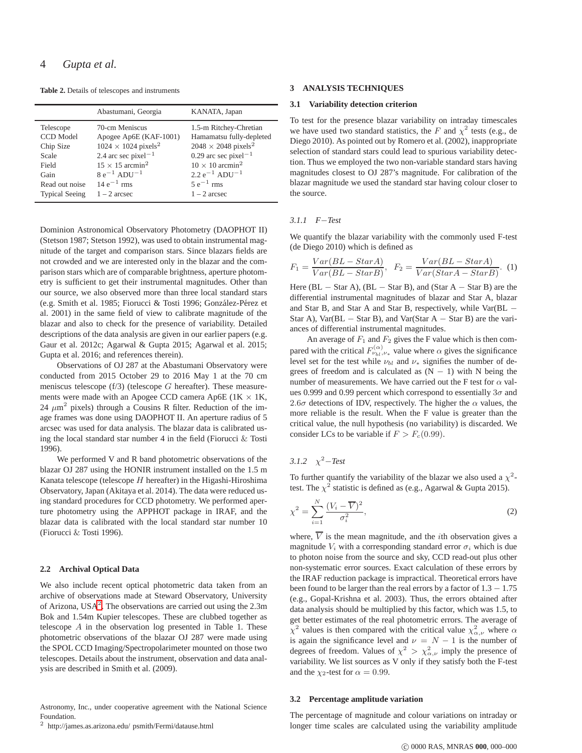**Table 2.** Details of telescopes and instruments

| | Abastumani, Georgia | KANATA, Japan |
|---|---|---|
| Telescope | 70-cm Meniscus | 1.5-m Ritchey-Chretian |
| CCD Model | Apogee Ap6E (KAF-1001) | Hamamatsu fully-depleted |
| Chip Size | $1024 \times 1024$ pixels$^2$ | $2048 \times 2048$ pixels$^2$ |
| Scale | 2.4 arc sec pixel$^{-1}$ | 0.29 arc sec pixel$^{-1}$ |
| Field | $15 \times 15$ arcmin$^2$ | $10 \times 10$ arcmin$^2$ |
| Gain | 8 e$^{-1}$ ADU$^{-1}$ | 2.2 e$^{-1}$ ADU$^{-1}$ |
| Read out noise | 14 e$^{-1}$ rms | 5 e$^{-1}$ rms |
| Typical Seeing | 1 – 2 arcsec | 1 – 2 arcsec |

Dominion Astronomical Observatory Photometry (DAOPHOT II) (Stetson 1987; Stetson 1992), was used to obtain instrumental magnitude of the target and comparison stars. Since blazars fields are not crowded and we are interested only in the blazar and the comparison stars which are of comparable brightness, aperture photometry is sufficient to get their instrumental magnitudes. Other than our source, we also observed more than three local standard stars (e.g. Smith et al. 1985; Fiorucci & Tosti 1996; González-Pérez et al. 2001) in the same field of view to calibrate magnitude of the blazar and also to check for the presence of variability. Detailed descriptions of the data analysis are given in our earlier papers (e.g. Gaur et al. 2012c; Agarwal & Gupta 2015; Agarwal et al. 2015; Gupta et al. 2016; and references therein).

Observations of OJ 287 at the Abastumani Observatory were conducted from 2015 October 29 to 2016 May 1 at the 70 cm meniscus telescope (f/3) (telescope $G$ hereafter). These measurements were made with an Apogee CCD camera Ap6E (1K $\times$ 1K, 24 $\mu$m$^2$ pixels) through a Cousins R filter. Reduction of the image frames was done using DAOPHOT II. An aperture radius of 5 arcsec was used for data analysis. The blazar data is calibrated using the local standard star number 4 in the field (Fiorucci & Tosti 1996).

We performed V and R band photometric observations of the blazar OJ 287 using the HONIR instrument installed on the 1.5 m Kanata telescope (telescope $H$ hereafter) in the Higashi-Hiroshima Observatory, Japan (Akitaya et al. 2014). The data were reduced using standard procedures for CCD photometry. We performed aperture photometry using the APPHOT package in IRAF, and the blazar data is calibrated with the local standard star number 10 (Fiorucci & Tosti 1996).

### 2.2 Archival Optical Data

We also include recent optical photometric data taken from an archive of observations made at Steward Observatory, University of Arizona, USA[2]. The observations are carried out using the 2.3m Bok and 1.54m Kupier telescopes. These are clubbed together as telescope $A$ in the observation log presented in Table 1. These photometric observations of the blazar OJ 287 were made using the SPOL CCD Imaging/Spectropolarimeter mounted on those two telescopes. Details about the instrument, observation and data analysis are described in Smith et al. (2009).

Astronomy, Inc., under cooperative agreement with the National Science Foundation.

[2] http://james.as.arizona.edu/ psmith/Fermi/datause.html

## 3 ANALYSIS TECHNIQUES

### 3.1 Variability detection criterion

To test for the presence blazar variability on intraday timescales we have used two standard statistics, the $F$ and $\chi^2$ tests (e.g., de Diego 2010). As pointed out by Romero et al. (2002), inappropriate selection of standard stars could lead to spurious variability detection. Thus we employed the two non-variable standard stars having magnitudes closest to OJ 287's magnitude. For calibration of the blazar magnitude we used the standard star having colour closer to the source.

#### 3.1.1 $F-$Test

We quantify the blazar variability with the commonly used F-test (de Diego 2010) which is defined as

$$F_1 = \frac{Var(BL - StarA)}{Var(BL - StarB)}, \quad F_2 = \frac{Var(BL - StarA)}{Var(StarA - StarB)}. \quad (1)$$

Here (BL − Star A), (BL − Star B), and (Star A − Star B) are the differential instrumental magnitudes of blazar and Star A, blazar and Star B, and Star A and Star B, respectively, while Var(BL − Star A), Var(BL − Star B), and Var(Star A − Star B) are the variances of differential instrumental magnitudes.

An average of $F_1$ and $F_2$ gives the F value which is then compared with the critical $F^{(\alpha)}_{\nu_{bl},\nu_*}$ value where $\alpha$ gives the significance level set for the test while $\nu_{bl}$ and $\nu_*$ signifies the number of degrees of freedom and is calculated as (N − 1) with N being the number of measurements. We have carried out the F test for $\alpha$ values 0.999 and 0.99 percent which correspond to essentially $3\sigma$ and $2.6\sigma$ detections of IDV, respectively. The higher the $\alpha$ values, the more reliable is the result. When the F value is greater than the critical value, the null hypothesis (no variability) is discarded. We consider LCs to be variable if $F > F_c(0.99)$.

#### 3.1.2 $\chi^2-$Test

To further quantify the variability of the blazar we also used a $\chi^2$-test. The $\chi^2$ statistic is defined as (e.g., Agarwal & Gupta 2015).

$$\chi^2 = \sum_{i=1}^{N} \frac{(V_i - \overline{V})^2}{\sigma_i^2}, \quad (2)$$

where, $\overline{V}$ is the mean magnitude, and the $i$th observation gives a magnitude $V_i$ with a corresponding standard error $\sigma_i$ which is due to photon noise from the source and sky, CCD read-out plus other non-systematic error sources. Exact calculation of these errors by the IRAF reduction package is impractical. Theoretical errors have been found to be larger than the real errors by a factor of 1.3 − 1.75 (e.g., Gopal-Krishna et al. 2003). Thus, the errors obtained after data analysis should be multiplied by this factor, which was 1.5, to get better estimates of the real photometric errors. The average of $\chi^2$ values is then compared with the critical value $\chi^2_{\alpha,\nu}$ where $\alpha$ is again the significance level and $\nu = N - 1$ is the number of degrees of freedom. Values of $\chi^2 > \chi^2_{\alpha,\nu}$ imply the presence of variability. We list sources as V only if they satisfy both the F-test and the $\chi_2$-test for $\alpha = 0.99$.

### 3.2 Percentage amplitude variation

The percentage of magnitude and colour variations on intraday or longer time scales are calculated using the variability amplitude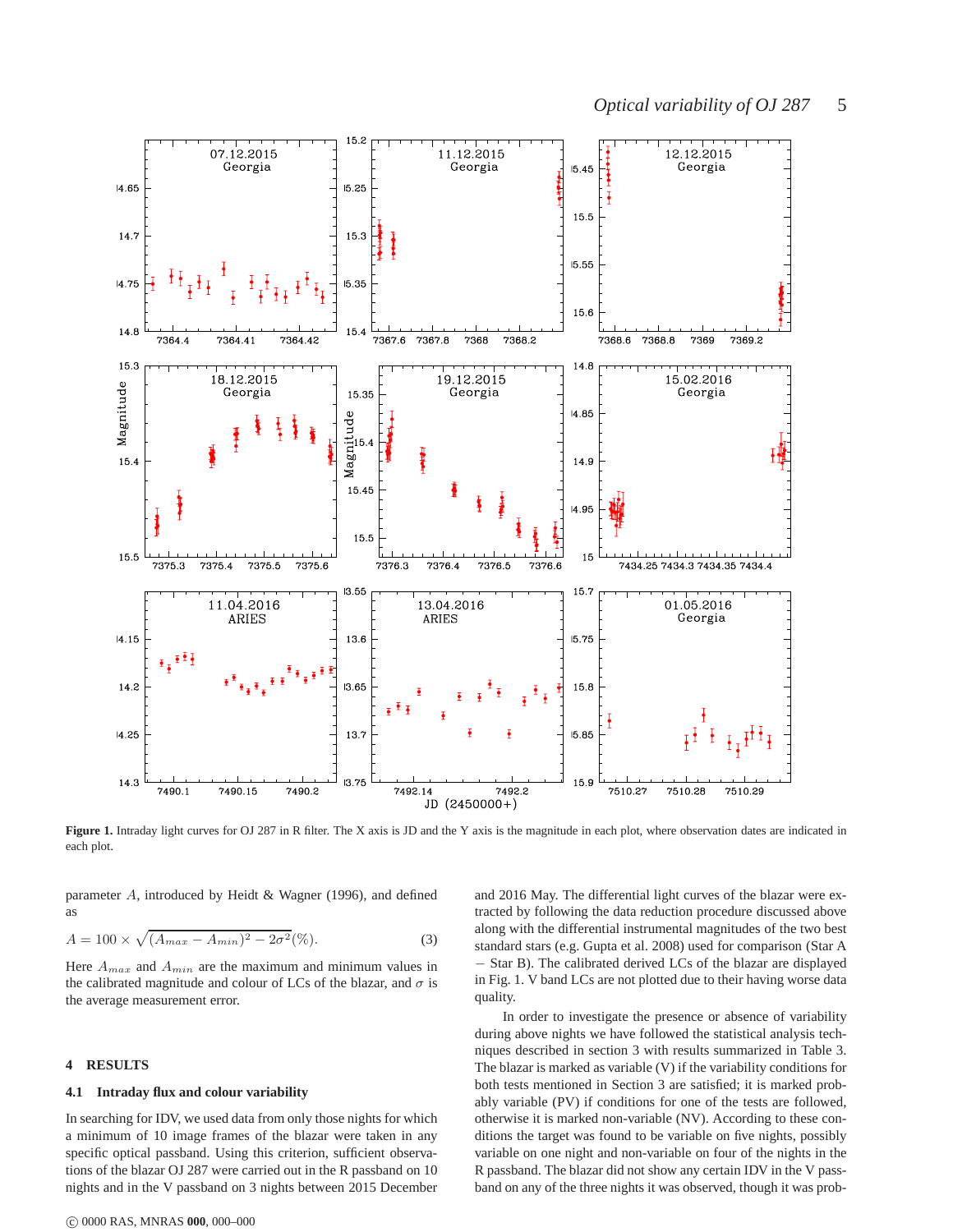**Figure 1.** Intraday light curves for OJ 287 in R filter. The X axis is JD and the Y axis is the magnitude in each plot, where observation dates are indicated in each plot.

parameter $A$, introduced by Heidt & Wagner (1996), and defined as

$$A = 100 \times \sqrt{(A_{max} - A_{min})^2 - 2\sigma^2}(\%). \quad (3)$$

Here $A_{max}$ and $A_{min}$ are the maximum and minimum values in the calibrated magnitude and colour of LCs of the blazar, and $\sigma$ is the average measurement error.

## 4 RESULTS

### 4.1 Intraday flux and colour variability

In searching for IDV, we used data from only those nights for which a minimum of 10 image frames of the blazar were taken in any specific optical passband. Using this criterion, sufficient observations of the blazar OJ 287 were carried out in the R passband on 10 nights and in the V passband on 3 nights between 2015 December and 2016 May. The differential light curves of the blazar were extracted by following the data reduction procedure discussed above along with the differential instrumental magnitudes of the two best standard stars (e.g. Gupta et al. 2008) used for comparison (Star A − Star B). The calibrated derived LCs of the blazar are displayed in Fig. 1. V band LCs are not plotted due to their having worse data quality.

In order to investigate the presence or absence of variability during above nights we have followed the statistical analysis techniques described in section 3 with results summarized in Table 3. The blazar is marked as variable (V) if the variability conditions for both tests mentioned in Section 3 are satisfied; it is marked probably variable (PV) if conditions for one of the tests are followed, otherwise it is marked non-variable (NV). According to these conditions the target was found to be variable on five nights, possibly variable on one night and non-variable on four of the nights in the R passband. The blazar did not show any certain IDV in the V passband on any of the three nights it was observed, though it was prob-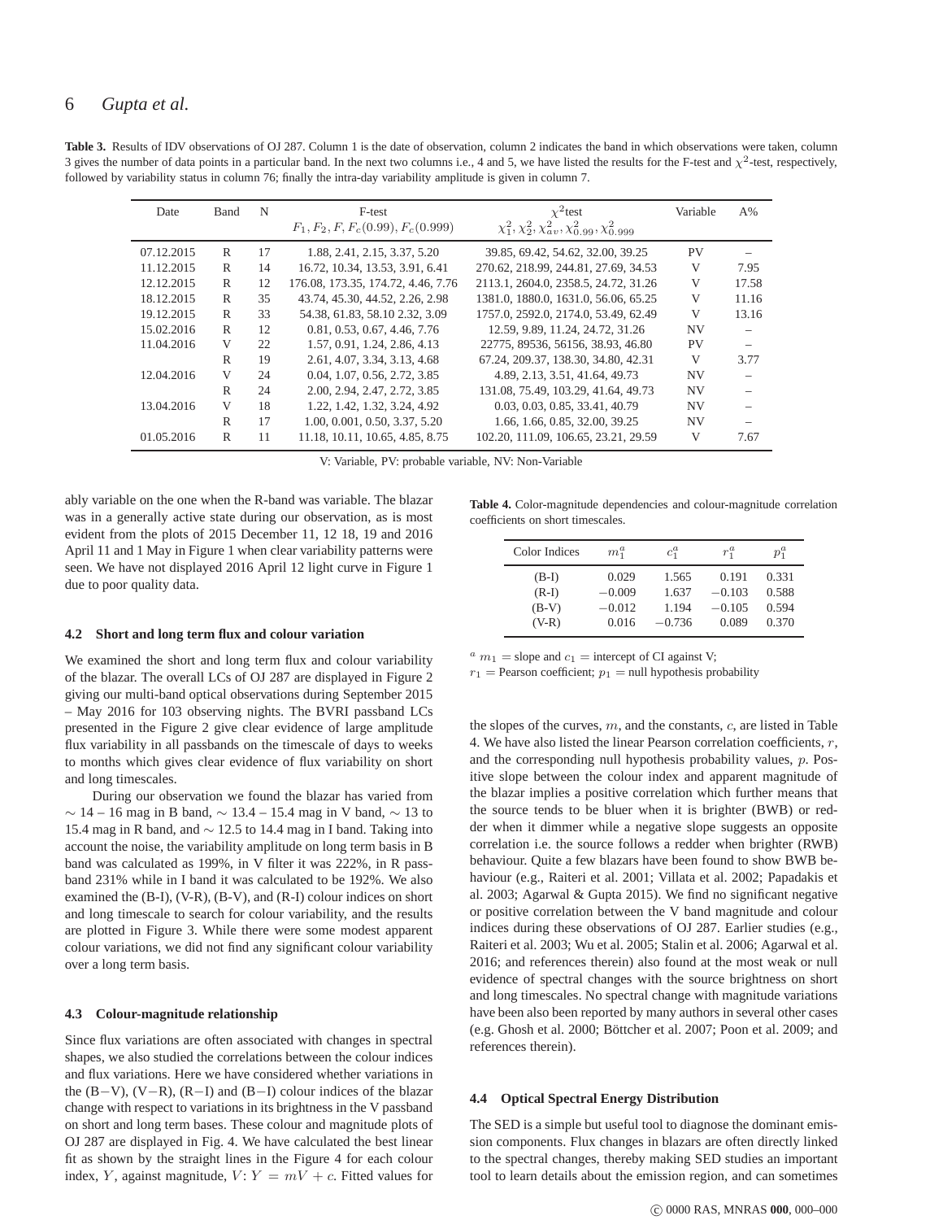**Table 3.** Results of IDV observations of OJ 287. Column 1 is the date of observation, column 2 indicates the band in which observations were taken, column 3 gives the number of data points in a particular band. In the next two columns i.e., 4 and 5, we have listed the results for the F-test and $\chi^2$-test, respectively, followed by variability status in column 76; finally the intra-day variability amplitude is given in column 7.

| Date | Band | N | F-test<br>$F_1, F_2, F, F_c(0.99), F_c(0.999)$ | $\chi^2$test<br>$\chi^2_1, \chi^2_2, \chi^2_{av}, \chi^2_{0.99}, \chi^2_{0.999}$ | Variable | A% |
|---|---|---|---|---|---|---|
| 07.12.2015 | R | 17 | 1.88, 2.41, 2.15, 3.37, 5.20 | 39.85, 69.42, 54.62, 32.00, 39.25 | PV | – |
| 11.12.2015 | R | 14 | 16.72, 10.34, 13.53, 3.91, 6.41 | 270.62, 218.99, 244.81, 27.69, 34.53 | V | 7.95 |
| 12.12.2015 | R | 12 | 176.08, 173.35, 174.72, 4.46, 7.76 | 2113.1, 2604.0, 2358.5, 24.72, 31.26 | V | 17.58 |
| 18.12.2015 | R | 35 | 43.74, 45.30, 44.52, 2.26, 2.98 | 1381.0, 1880.0, 1631.0, 56.06, 65.25 | V | 11.16 |
| 19.12.2015 | R | 33 | 54.38, 61.83, 58.10 2.32, 3.09 | 1757.0, 2592.0, 2174.0, 53.49, 62.49 | V | 13.16 |
| 15.02.2016 | R | 12 | 0.81, 0.53, 0.67, 4.46, 7.76 | 12.59, 9.89, 11.24, 24.72, 31.26 | NV | – |
| 11.04.2016 | V | 22 | 1.57, 0.91, 1.24, 2.86, 4.13 | 22775, 89536, 56156, 38.93, 46.80 | PV | – |
| | R | 19 | 2.61, 4.07, 3.34, 3.13, 4.68 | 67.24, 209.37, 138.30, 34.80, 42.31 | V | 3.77 |
| 12.04.2016 | V | 24 | 0.04, 1.07, 0.56, 2.72, 3.85 | 4.89, 2.13, 3.51, 41.64, 49.73 | NV | – |
| | R | 24 | 2.00, 2.94, 2.47, 2.72, 3.85 | 131.08, 75.49, 103.29, 41.64, 49.73 | NV | – |
| 13.04.2016 | V | 18 | 1.22, 1.42, 1.32, 3.24, 4.92 | 0.03, 0.03, 0.85, 33.41, 40.79 | NV | – |
| | R | 17 | 1.00, 0.001, 0.50, 3.37, 5.20 | 1.66, 1.66, 0.85, 32.00, 39.25 | NV | – |
| 01.05.2016 | R | 11 | 11.18, 10.11, 10.65, 4.85, 8.75 | 102.20, 111.09, 106.65, 23.21, 29.59 | V | 7.67 |

V: Variable, PV: probable variable, NV: Non-Variable

ably variable on the one when the R-band was variable. The blazar was in a generally active state during our observation, as is most evident from the plots of 2015 December 11, 12 18, 19 and 2016 April 11 and 1 May in Figure 1 when clear variability patterns were seen. We have not displayed 2016 April 12 light curve in Figure 1 due to poor quality data.

### 4.2 Short and long term flux and colour variation

We examined the short and long term flux and colour variability of the blazar. The overall LCs of OJ 287 are displayed in Figure 2 giving our multi-band optical observations during September 2015 – May 2016 for 103 observing nights. The BVRI passband LCs presented in the Figure 2 give clear evidence of large amplitude flux variability in all passbands on the timescale of days to weeks to months which gives clear evidence of flux variability on short and long timescales.

During our observation we found the blazar has varied from $\sim$ 14 – 16 mag in B band, $\sim$ 13.4 – 15.4 mag in V band, $\sim$ 13 to 15.4 mag in R band, and $\sim$ 12.5 to 14.4 mag in I band. Taking into account the noise, the variability amplitude on long term basis in B band was calculated as 199%, in V filter it was 222%, in R passband 231% while in I band it was calculated to be 192%. We also examined the (B-I), (V-R), (B-V), and (R-I) colour indices on short and long timescale to search for colour variability, and the results are plotted in Figure 3. While there were some modest apparent colour variations, we did not find any significant colour variability over a long term basis.

### 4.3 Colour-magnitude relationship

Since flux variations are often associated with changes in spectral shapes, we also studied the correlations between the colour indices and flux variations. Here we have considered whether variations in the (B−V), (V−R), (R−I) and (B−I) colour indices of the blazar change with respect to variations in its brightness in the V passband on short and long term bases. These colour and magnitude plots of OJ 287 are displayed in Fig. 4. We have calculated the best linear fit as shown by the straight lines in the Figure 4 for each colour index, $Y$, against magnitude, $V$: $Y = mV + c$. Fitted values for the slopes of the curves, $m$, and the constants, $c$, are listed in Table 4. We have also listed the linear Pearson correlation coefficients, $r$, and the corresponding null hypothesis probability values, $p$. Positive slope between the colour index and apparent magnitude of the blazar implies a positive correlation which further means that the source tends to be bluer when it is brighter (BWB) or redder when it dimmer while a negative slope suggests an opposite correlation i.e. the source follows a redder when brighter (RWB) behaviour. Quite a few blazars have been found to show BWB behaviour (e.g., Raiteri et al. 2001; Villata et al. 2002; Papadakis et al. 2003; Agarwal & Gupta 2015). We find no significant negative or positive correlation between the V band magnitude and colour indices during these observations of OJ 287. Earlier studies (e.g., Raiteri et al. 2003; Wu et al. 2005; Stalin et al. 2006; Agarwal et al. 2016; and references therein) also found at the most weak or null evidence of spectral changes with the source brightness on short and long timescales. No spectral change with magnitude variations have been also been reported by many authors in several other cases (e.g. Ghosh et al. 2000; Böttcher et al. 2007; Poon et al. 2009; and references therein).

**Table 4.** Color-magnitude dependencies and colour-magnitude correlation coefficients on short timescales.

| Color Indices | $m_1^a$ | $c_1^a$ | $r_1^a$ | $p_1^a$ |
|---|---|---|---|---|
| (B-I) | 0.029 | 1.565 | 0.191 | 0.331 |
| (R-I) | −0.009 | 1.637 | −0.103 | 0.588 |
| (B-V) | −0.012 | 1.194 | −0.105 | 0.594 |
| (V-R) | 0.016 | −0.736 | 0.089 | 0.370 |

[a] $m_1$ = slope and $c_1$ = intercept of CI against V;
$r_1$ = Pearson coefficient; $p_1$ = null hypothesis probability

### 4.4 Optical Spectral Energy Distribution

The SED is a simple but useful tool to diagnose the dominant emission components. Flux changes in blazars are often directly linked to the spectral changes, thereby making SED studies an important tool to learn details about the emission region, and can sometimes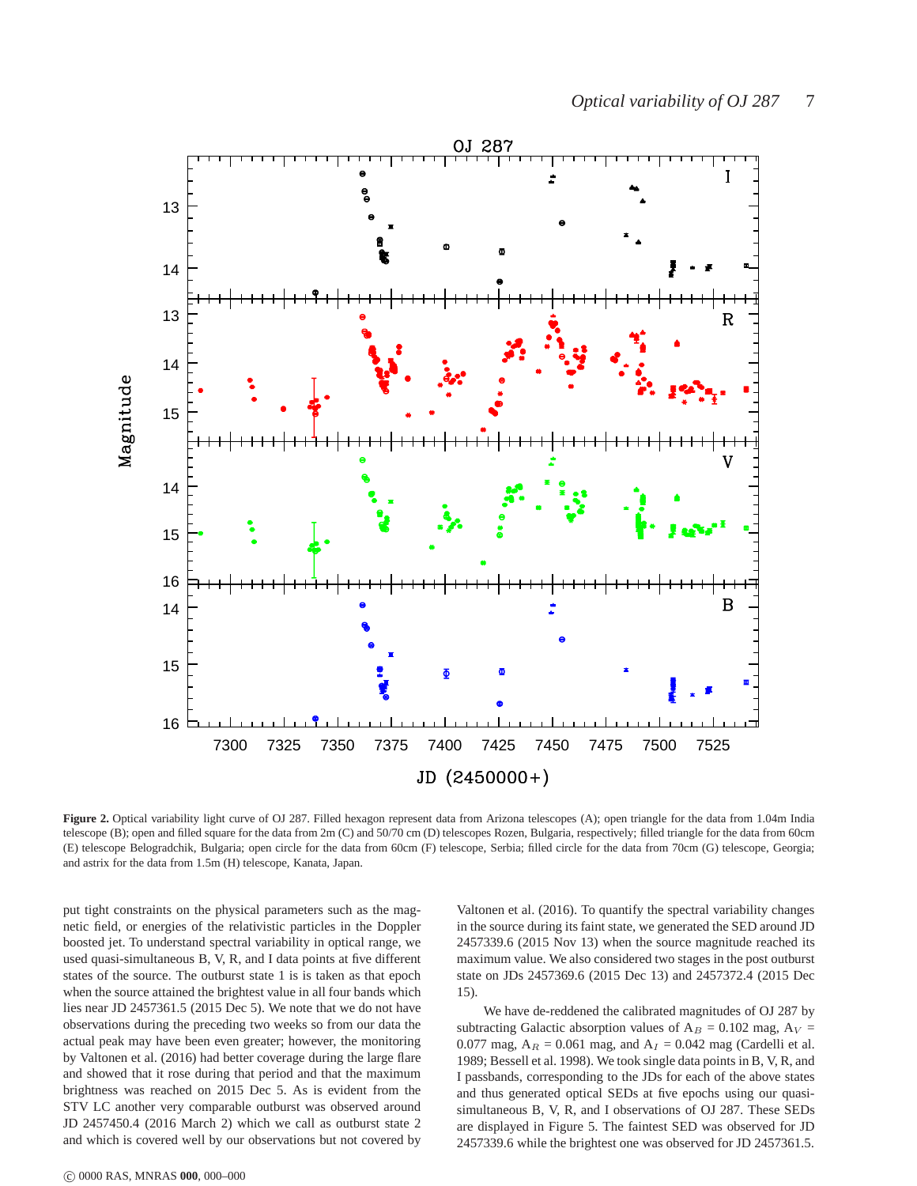**Figure 2.** Optical variability light curve of OJ 287. Filled hexagon represent data from Arizona telescopes (A); open triangle for the data from 1.04m India telescope (B); open and filled square for the data from 2m (C) and 50/70 cm (D) telescopes Rozen, Bulgaria, respectively; filled triangle for the data from 60cm (E) telescope Belogradchik, Bulgaria; open circle for the data from 60cm (F) telescope, Serbia; filled circle for the data from 70cm (G) telescope, Georgia; and astrix for the data from 1.5m (H) telescope, Kanata, Japan.

put tight constraints on the physical parameters such as the magnetic field, or energies of the relativistic particles in the Doppler boosted jet. To understand spectral variability in optical range, we used quasi-simultaneous B, V, R, and I data points at five different states of the source. The outburst state 1 is is taken as that epoch when the source attained the brightest value in all four bands which lies near JD 2457361.5 (2015 Dec 5). We note that we do not have observations during the preceding two weeks so from our data the actual peak may have been even greater; however, the monitoring by Valtonen et al. (2016) had better coverage during the large flare and showed that it rose during that period and that the maximum brightness was reached on 2015 Dec 5. As is evident from the STV LC another very comparable outburst was observed around JD 2457450.4 (2016 March 2) which we call as outburst state 2 and which is covered well by our observations but not covered by Valtonen et al. (2016). To quantify the spectral variability changes in the source during its faint state, we generated the SED around JD 2457339.6 (2015 Nov 13) when the source magnitude reached its maximum value. We also considered two stages in the post outburst state on JDs 2457369.6 (2015 Dec 13) and 2457372.4 (2015 Dec 15).

We have de-reddened the calibrated magnitudes of OJ 287 by subtracting Galactic absorption values of $A_B$ = 0.102 mag, $A_V$ = 0.077 mag, $A_R$ = 0.061 mag, and $A_I$ = 0.042 mag (Cardelli et al. 1989; Bessell et al. 1998). We took single data points in B, V, R, and I passbands, corresponding to the JDs for each of the above states and thus generated optical SEDs at five epochs using our quasi-simultaneous B, V, R, and I observations of OJ 287. These SEDs are displayed in Figure 5. The faintest SED was observed for JD 2457339.6 while the brightest one was observed for JD 2457361.5.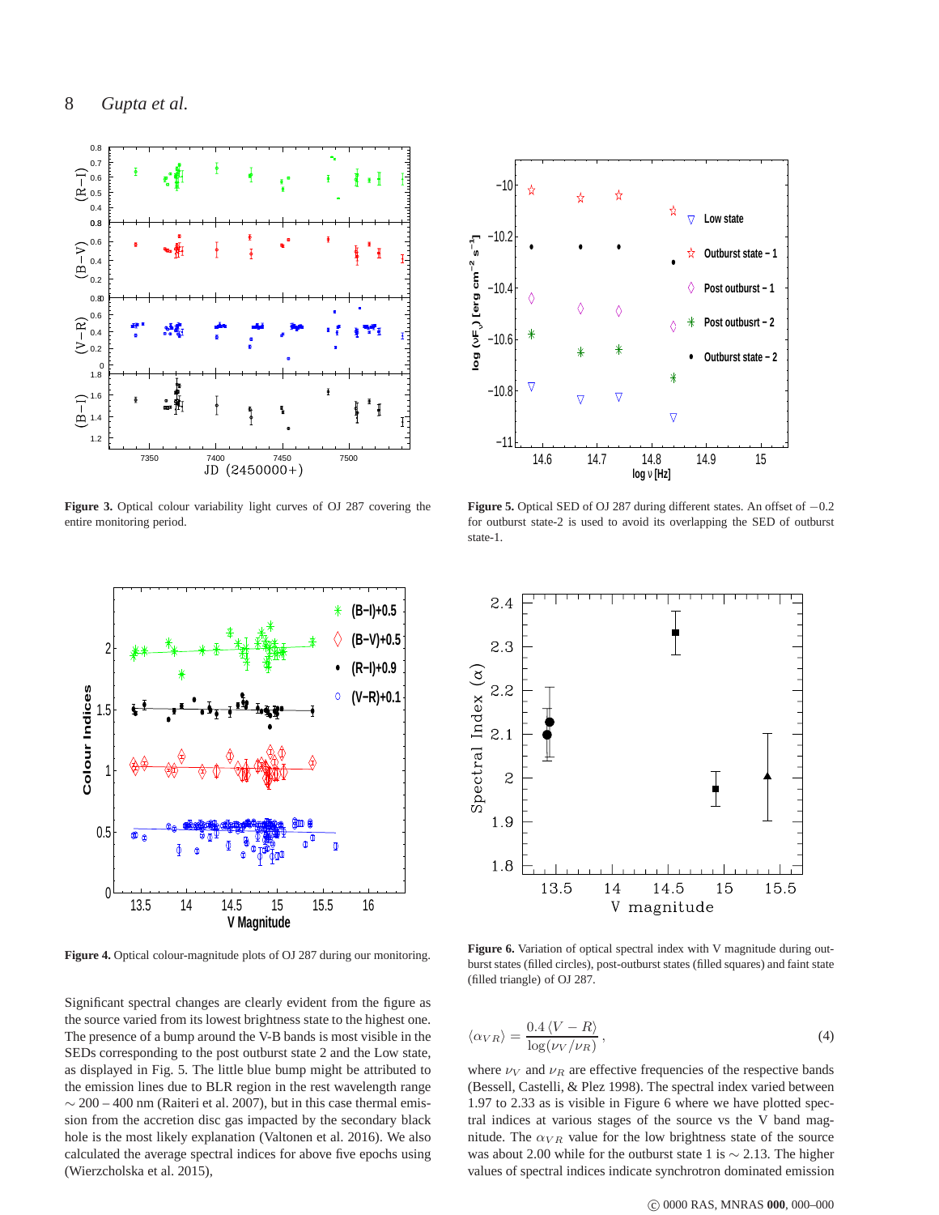Figure 3. Optical colour variability light curves of OJ 287 covering the entire monitoring period.

Figure 5. Optical SED of OJ 287 during different states. An offset of $-0.2$ for outburst state-2 is used to avoid its overlapping the SED of outburst state-1.

Figure 4. Optical colour-magnitude plots of OJ 287 during our monitoring.

Figure 6. Variation of optical spectral index with V magnitude during outburst states (filled circles), post-outburst states (filled squares) and faint state (filled triangle) of OJ 287.

Significant spectral changes are clearly evident from the figure as the source varied from its lowest brightness state to the highest one. The presence of a bump around the V-B bands is most visible in the SEDs corresponding to the post outburst state 2 and the Low state, as displayed in Fig. 5. The little blue bump might be attributed to the emission lines due to BLR region in the rest wavelength range $\sim 200 - 400$ nm (Raiteri et al. 2007), but in this case thermal emission from the accretion disc gas impacted by the secondary black hole is the most likely explanation (Valtonen et al. 2016). We also calculated the average spectral indices for above five epochs using (Wierzcholska et al. 2015),

$$\langle \alpha_{VR} \rangle = \frac{0.4 \, \langle V - R \rangle}{\log(\nu_V / \nu_R)}, \tag{4}$$

where $\nu_V$ and $\nu_R$ are effective frequencies of the respective bands (Bessell, Castelli, & Plez 1998). The spectral index varied between 1.97 to 2.33 as is visible in Figure 6 where we have plotted spectral indices at various stages of the source vs the V band magnitude. The $\alpha_{VR}$ value for the low brightness state of the source was about 2.00 while for the outburst state 1 is $\sim 2.13$. The higher values of spectral indices indicate synchrotron dominated emission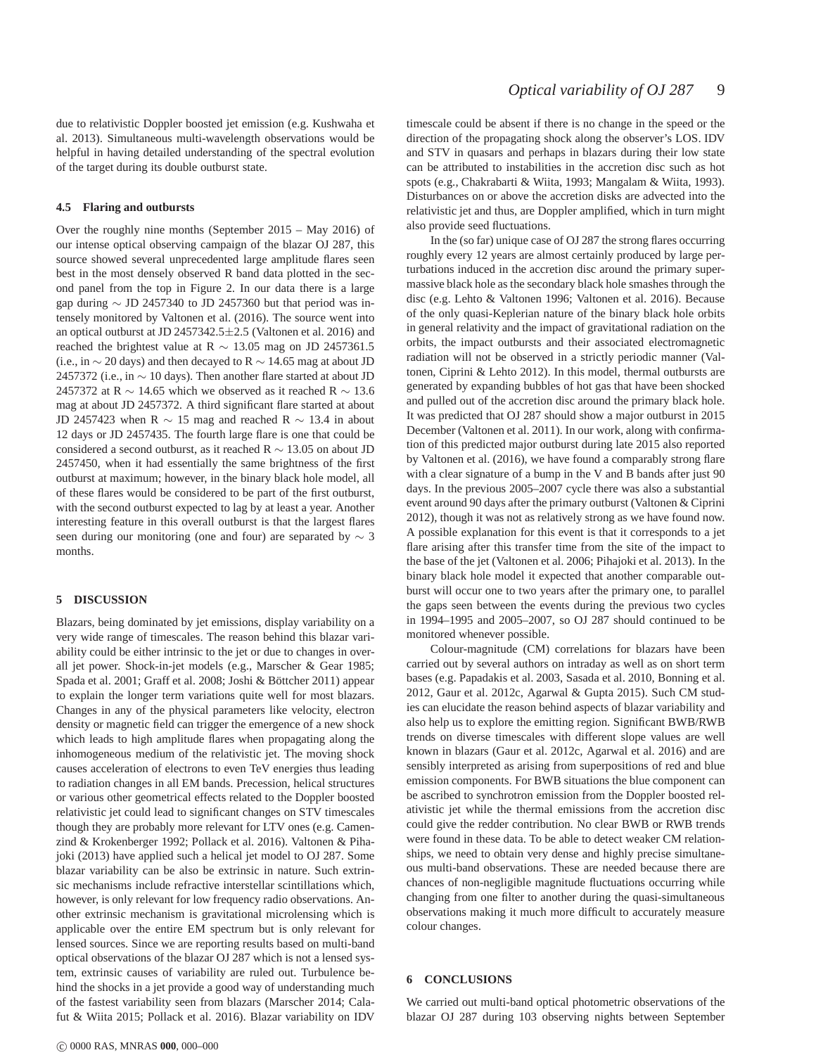due to relativistic Doppler boosted jet emission (e.g. Kushwaha et al. 2013). Simultaneous multi-wavelength observations would be helpful in having detailed understanding of the spectral evolution of the target during its double outburst state.

### 4.5 Flaring and outbursts

Over the roughly nine months (September 2015 – May 2016) of our intense optical observing campaign of the blazar OJ 287, this source showed several unprecedented large amplitude flares seen best in the most densely observed R band data plotted in the second panel from the top in Figure 2. In our data there is a large gap during $\sim$ JD 2457340 to JD 2457360 but that period was intensely monitored by Valtonen et al. (2016). The source went into an optical outburst at JD 2457342.5$\pm$2.5 (Valtonen et al. 2016) and reached the brightest value at R $\sim$ 13.05 mag on JD 2457361.5 (i.e., in $\sim$ 20 days) and then decayed to R $\sim$ 14.65 mag at about JD 2457372 (i.e., in $\sim$ 10 days). Then another flare started at about JD 2457372 at R $\sim$ 14.65 which we observed as it reached R $\sim$ 13.6 mag at about JD 2457372. A third significant flare started at about JD 2457423 when R $\sim$ 15 mag and reached R $\sim$ 13.4 in about 12 days or JD 2457435. The fourth large flare is one that could be considered a second outburst, as it reached R $\sim$ 13.05 on about JD 2457450, when it had essentially the same brightness of the first outburst at maximum; however, in the binary black hole model, all of these flares would be considered to be part of the first outburst, with the second outburst expected to lag by at least a year. Another interesting feature in this overall outburst is that the largest flares seen during our monitoring (one and four) are separated by $\sim$ 3 months.

## 5 DISCUSSION

Blazars, being dominated by jet emissions, display variability on a very wide range of timescales. The reason behind this blazar variability could be either intrinsic to the jet or due to changes in overall jet power. Shock-in-jet models (e.g., Marscher & Gear 1985; Spada et al. 2001; Graff et al. 2008; Joshi & Böttcher 2011) appear to explain the longer term variations quite well for most blazars. Changes in any of the physical parameters like velocity, electron density or magnetic field can trigger the emergence of a new shock which leads to high amplitude flares when propagating along the inhomogeneous medium of the relativistic jet. The moving shock causes acceleration of electrons to even TeV energies thus leading to radiation changes in all EM bands. Precession, helical structures or various other geometrical effects related to the Doppler boosted relativistic jet could lead to significant changes on STV timescales though they are probably more relevant for LTV ones (e.g. Camenzind & Krokenberger 1992; Pollack et al. 2016). Valtonen & Pihajoki (2013) have applied such a helical jet model to OJ 287. Some blazar variability can be also be extrinsic in nature. Such extrinsic mechanisms include refractive interstellar scintillations which, however, is only relevant for low frequency radio observations. Another extrinsic mechanism is gravitational microlensing which is applicable over the entire EM spectrum but is only relevant for lensed sources. Since we are reporting results based on multi-band optical observations of the blazar OJ 287 which is not a lensed system, extrinsic causes of variability are ruled out. Turbulence behind the shocks in a jet provide a good way of understanding much of the fastest variability seen from blazars (Marscher 2014; Calafut & Wiita 2015; Pollack et al. 2016). Blazar variability on IDV timescale could be absent if there is no change in the speed or the direction of the propagating shock along the observer's LOS. IDV and STV in quasars and perhaps in blazars during their low state can be attributed to instabilities in the accretion disc such as hot spots (e.g., Chakrabarti & Wiita, 1993; Mangalam & Wiita, 1993). Disturbances on or above the accretion disks are advected into the relativistic jet and thus, are Doppler amplified, which in turn might also provide seed fluctuations.

In the (so far) unique case of OJ 287 the strong flares occurring roughly every 12 years are almost certainly produced by large perturbations induced in the accretion disc around the primary supermassive black hole as the secondary black hole smashes through the disc (e.g. Lehto & Valtonen 1996; Valtonen et al. 2016). Because of the only quasi-Keplerian nature of the binary black hole orbits in general relativity and the impact of gravitational radiation on the orbits, the impact outbursts and their associated electromagnetic radiation will not be observed in a strictly periodic manner (Valtonen, Ciprini & Lehto 2012). In this model, thermal outbursts are generated by expanding bubbles of hot gas that have been shocked and pulled out of the accretion disc around the primary black hole. It was predicted that OJ 287 should show a major outburst in 2015 December (Valtonen et al. 2011). In our work, along with confirmation of this predicted major outburst during late 2015 also reported by Valtonen et al. (2016), we have found a comparably strong flare with a clear signature of a bump in the V and B bands after just 90 days. In the previous 2005–2007 cycle there was also a substantial event around 90 days after the primary outburst (Valtonen & Ciprini 2012), though it was not as relatively strong as we have found now. A possible explanation for this event is that it corresponds to a jet flare arising after this transfer time from the site of the impact to the base of the jet (Valtonen et al. 2006; Pihajoki et al. 2013). In the binary black hole model it expected that another comparable outburst will occur one to two years after the primary one, to parallel the gaps seen between the events during the previous two cycles in 1994–1995 and 2005–2007, so OJ 287 should continued to be monitored whenever possible.

Colour-magnitude (CM) correlations for blazars have been carried out by several authors on intraday as well as on short term bases (e.g. Papadakis et al. 2003, Sasada et al. 2010, Bonning et al. 2012, Gaur et al. 2012c, Agarwal & Gupta 2015). Such CM studies can elucidate the reason behind aspects of blazar variability and also help us to explore the emitting region. Significant BWB/RWB trends on diverse timescales with different slope values are well known in blazars (Gaur et al. 2012c, Agarwal et al. 2016) and are sensibly interpreted as arising from superpositions of red and blue emission components. For BWB situations the blue component can be ascribed to synchrotron emission from the Doppler boosted relativistic jet while the thermal emissions from the accretion disc could give the redder contribution. No clear BWB or RWB trends were found in these data. To be able to detect weaker CM relationships, we need to obtain very dense and highly precise simultaneous multi-band observations. These are needed because there are chances of non-negligible magnitude fluctuations occurring while changing from one filter to another during the quasi-simultaneous observations making it much more difficult to accurately measure colour changes.

## 6 CONCLUSIONS

We carried out multi-band optical photometric observations of the blazar OJ 287 during 103 observing nights between September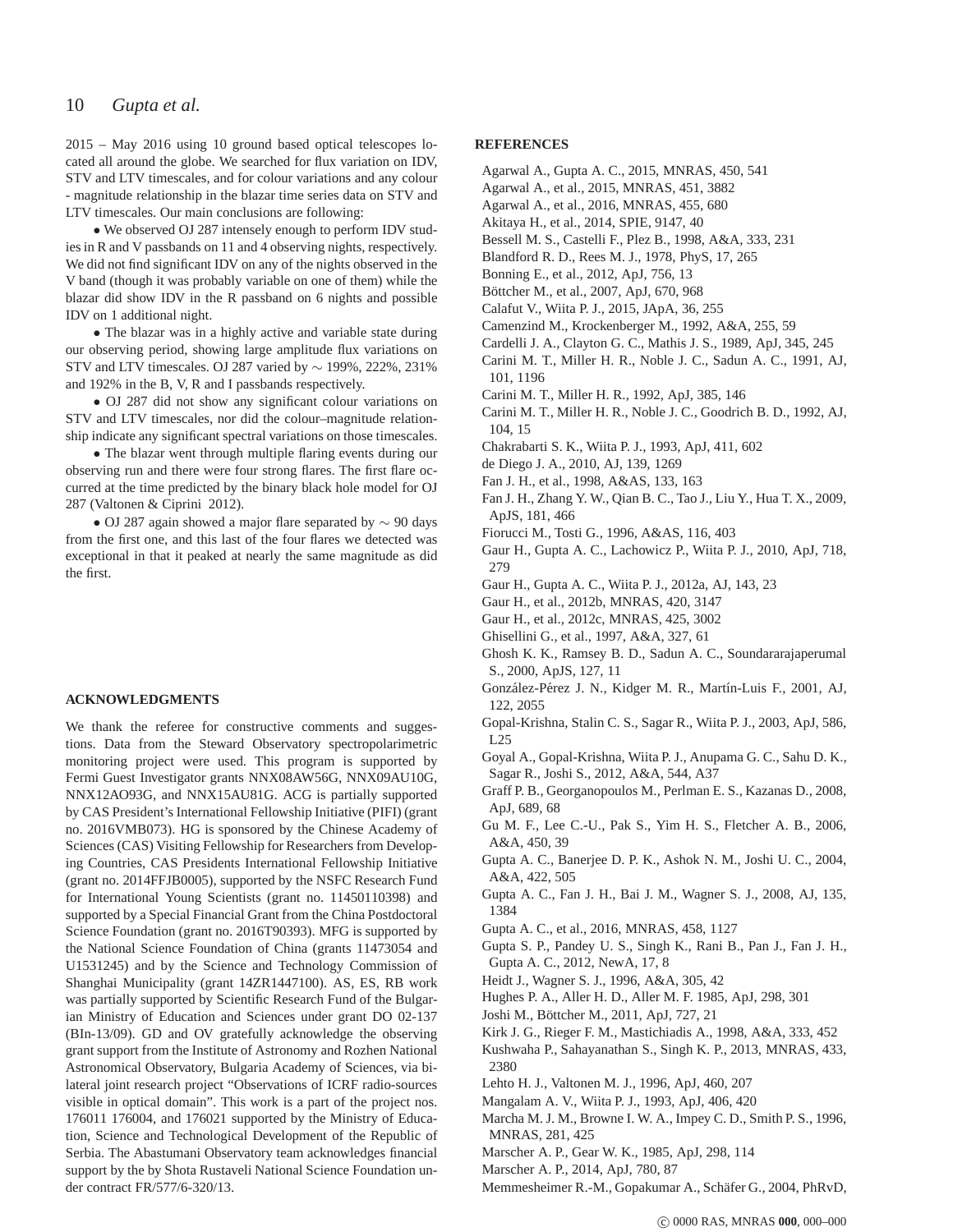2015 – May 2016 using 10 ground based optical telescopes located all around the globe. We searched for flux variation on IDV, STV and LTV timescales, and for colour variations and any colour - magnitude relationship in the blazar time series data on STV and LTV timescales. Our main conclusions are following:

• We observed OJ 287 intensely enough to perform IDV studies in R and V passbands on 11 and 4 observing nights, respectively. We did not find significant IDV on any of the nights observed in the V band (though it was probably variable on one of them) while the blazar did show IDV in the R passband on 6 nights and possible IDV on 1 additional night.

• The blazar was in a highly active and variable state during our observing period, showing large amplitude flux variations on STV and LTV timescales. OJ 287 varied by $\sim$ 199%, 222%, 231% and 192% in the B, V, R and I passbands respectively.

• OJ 287 did not show any significant colour variations on STV and LTV timescales, nor did the colour–magnitude relationship indicate any significant spectral variations on those timescales.

• The blazar went through multiple flaring events during our observing run and there were four strong flares. The first flare occurred at the time predicted by the binary black hole model for OJ 287 (Valtonen & Ciprini 2012).

• OJ 287 again showed a major flare separated by $\sim$ 90 days from the first one, and this last of the four flares we detected was exceptional in that it peaked at nearly the same magnitude as did the first.

## ACKNOWLEDGMENTS

We thank the referee for constructive comments and suggestions. Data from the Steward Observatory spectropolarimetric monitoring project were used. This program is supported by Fermi Guest Investigator grants NNX08AW56G, NNX09AU10G, NNX12AO93G, and NNX15AU81G. ACG is partially supported by CAS President's International Fellowship Initiative (PIFI) (grant no. 2016VMB073). HG is sponsored by the Chinese Academy of Sciences (CAS) Visiting Fellowship for Researchers from Developing Countries, CAS Presidents International Fellowship Initiative (grant no. 2014FFJB0005), supported by the NSFC Research Fund for International Young Scientists (grant no. 11450110398) and supported by a Special Financial Grant from the China Postdoctoral Science Foundation (grant no. 2016T90393). MFG is supported by the National Science Foundation of China (grants 11473054 and U1531245) and by the Science and Technology Commission of Shanghai Municipality (grant 14ZR1447100). AS, ES, RB work was partially supported by Scientific Research Fund of the Bulgarian Ministry of Education and Sciences under grant DO 02-137 (BIn-13/09). GD and OV gratefully acknowledge the observing grant support from the Institute of Astronomy and Rozhen National Astronomical Observatory, Bulgaria Academy of Sciences, via bilateral joint research project "Observations of ICRF radio-sources visible in optical domain". This work is a part of the project nos. 176011 176004, and 176021 supported by the Ministry of Education, Science and Technological Development of the Republic of Serbia. The Abastumani Observatory team acknowledges financial support by the by Shota Rustaveli National Science Foundation under contract FR/577/6-320/13.

## REFERENCES

Agarwal A., Gupta A. C., 2015, MNRAS, 450, 541
Agarwal A., et al., 2015, MNRAS, 451, 3882
Agarwal A., et al., 2016, MNRAS, 455, 680
Akitaya H., et al., 2014, SPIE, 9147, 40
Bessell M. S., Castelli F., Plez B., 1998, A&A, 333, 231
Blandford R. D., Rees M. J., 1978, PhyS, 17, 265
Bonning E., et al., 2012, ApJ, 756, 13
Böttcher M., et al., 2007, ApJ, 670, 968
Calafut V., Wiita P. J., 2015, JApA, 36, 255
Camenzind M., Krockenberger M., 1992, A&A, 255, 59
Cardelli J. A., Clayton G. C., Mathis J. S., 1989, ApJ, 345, 245
Carini M. T., Miller H. R., Noble J. C., Sadun A. C., 1991, AJ, 101, 1196
Carini M. T., Miller H. R., 1992, ApJ, 385, 146
Carini M. T., Miller H. R., Noble J. C., Goodrich B. D., 1992, AJ, 104, 15
Chakrabarti S. K., Wiita P. J., 1993, ApJ, 411, 602
de Diego J. A., 2010, AJ, 139, 1269
Fan J. H., et al., 1998, A&AS, 133, 163
Fan J. H., Zhang Y. W., Qian B. C., Tao J., Liu Y., Hua T. X., 2009, ApJS, 181, 466
Fiorucci M., Tosti G., 1996, A&AS, 116, 403
Gaur H., Gupta A. C., Lachowicz P., Wiita P. J., 2010, ApJ, 718, 279
Gaur H., Gupta A. C., Wiita P. J., 2012a, AJ, 143, 23
Gaur H., et al., 2012b, MNRAS, 420, 3147
Gaur H., et al., 2012c, MNRAS, 425, 3002
Ghisellini G., et al., 1997, A&A, 327, 61
Ghosh K. K., Ramsey B. D., Sadun A. C., Soundararajaperumal S., 2000, ApJS, 127, 11
González-Pérez J. N., Kidger M. R., Martín-Luis F., 2001, AJ, 122, 2055
Gopal-Krishna, Stalin C. S., Sagar R., Wiita P. J., 2003, ApJ, 586, L25
Goyal A., Gopal-Krishna, Wiita P. J., Anupama G. C., Sahu D. K., Sagar R., Joshi S., 2012, A&A, 544, A37
Graff P. B., Georganopoulos M., Perlman E. S., Kazanas D., 2008, ApJ, 689, 68
Gu M. F., Lee C.-U., Pak S., Yim H. S., Fletcher A. B., 2006, A&A, 450, 39
Gupta A. C., Banerjee D. P. K., Ashok N. M., Joshi U. C., 2004, A&A, 422, 505
Gupta A. C., Fan J. H., Bai J. M., Wagner S. J., 2008, AJ, 135, 1384
Gupta A. C., et al., 2016, MNRAS, 458, 1127
Gupta S. P., Pandey U. S., Singh K., Rani B., Pan J., Fan J. H., Gupta A. C., 2012, NewA, 17, 8
Heidt J., Wagner S. J., 1996, A&A, 305, 42
Hughes P. A., Aller H. D., Aller M. F. 1985, ApJ, 298, 301
Joshi M., Böttcher M., 2011, ApJ, 727, 21
Kirk J. G., Rieger F. M., Mastichiadis A., 1998, A&A, 333, 452
Kushwaha P., Sahayanathan S., Singh K. P., 2013, MNRAS, 433, 2380
Lehto H. J., Valtonen M. J., 1996, ApJ, 460, 207
Mangalam A. V., Wiita P. J., 1993, ApJ, 406, 420
Marcha M. J. M., Browne I. W. A., Impey C. D., Smith P. S., 1996, MNRAS, 281, 425
Marscher A. P., Gear W. K., 1985, ApJ, 298, 114
Marscher A. P., 2014, ApJ, 780, 87
Memmesheimer R.-M., Gopakumar A., Schäfer G., 2004, PhRvD,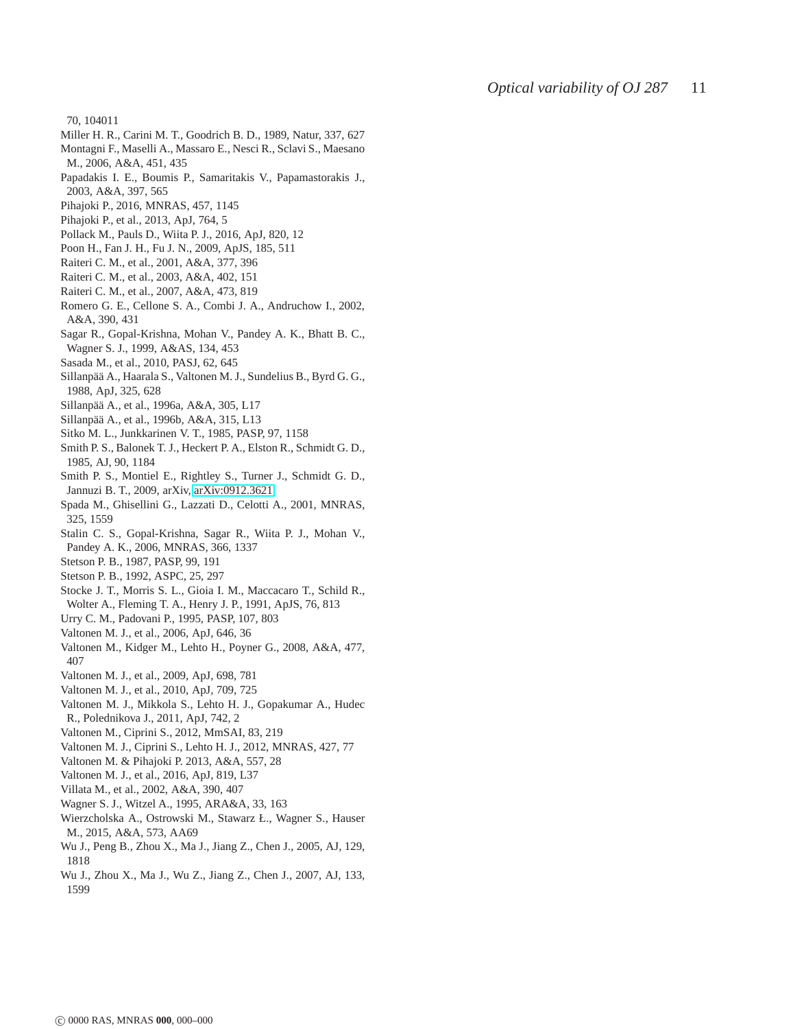70, 104011

Miller H. R., Carini M. T., Goodrich B. D., 1989, Natur, 337, 627

Montagni F., Maselli A., Massaro E., Nesci R., Sclavi S., Maesano M., 2006, A&A, 451, 435

Papadakis I. E., Boumis P., Samaritakis V., Papamastorakis J., 2003, A&A, 397, 565

Pihajoki P., 2016, MNRAS, 457, 1145

Pihajoki P., et al., 2013, ApJ, 764, 5

Pollack M., Pauls D., Wiita P. J., 2016, ApJ, 820, 12

Poon H., Fan J. H., Fu J. N., 2009, ApJS, 185, 511

Raiteri C. M., et al., 2001, A&A, 377, 396

Raiteri C. M., et al., 2003, A&A, 402, 151

Raiteri C. M., et al., 2007, A&A, 473, 819

Romero G. E., Cellone S. A., Combi J. A., Andruchow I., 2002, A&A, 390, 431

Sagar R., Gopal-Krishna, Mohan V., Pandey A. K., Bhatt B. C., Wagner S. J., 1999, A&AS, 134, 453

Sasada M., et al., 2010, PASJ, 62, 645

Sillanpää A., Haarala S., Valtonen M. J., Sundelius B., Byrd G. G., 1988, ApJ, 325, 628

Sillanpää A., et al., 1996a, A&A, 305, L17

Sillanpää A., et al., 1996b, A&A, 315, L13

Sitko M. L., Junkkarinen V. T., 1985, PASP, 97, 1158

Smith P. S., Balonek T. J., Heckert P. A., Elston R., Schmidt G. D., 1985, AJ, 90, 1184

Smith P. S., Montiel E., Rightley S., Turner J., Schmidt G. D., Jannuzi B. T., 2009, arXiv, arXiv:0912.3621

Spada M., Ghisellini G., Lazzati D., Celotti A., 2001, MNRAS, 325, 1559

Stalin C. S., Gopal-Krishna, Sagar R., Wiita P. J., Mohan V., Pandey A. K., 2006, MNRAS, 366, 1337

Stetson P. B., 1987, PASP, 99, 191

Stetson P. B., 1992, ASPC, 25, 297

Stocke J. T., Morris S. L., Gioia I. M., Maccacaro T., Schild R., Wolter A., Fleming T. A., Henry J. P., 1991, ApJS, 76, 813

Urry C. M., Padovani P., 1995, PASP, 107, 803

Valtonen M. J., et al., 2006, ApJ, 646, 36

Valtonen M., Kidger M., Lehto H., Poyner G., 2008, A&A, 477, 407

Valtonen M. J., et al., 2009, ApJ, 698, 781

Valtonen M. J., et al., 2010, ApJ, 709, 725

Valtonen M. J., Mikkola S., Lehto H. J., Gopakumar A., Hudec R., Polednikova J., 2011, ApJ, 742, 2

Valtonen M., Ciprini S., 2012, MmSAI, 83, 219

Valtonen M. J., Ciprini S., Lehto H. J., 2012, MNRAS, 427, 77

Valtonen M. & Pihajoki P. 2013, A&A, 557, 28

Valtonen M. J., et al., 2016, ApJ, 819, L37

Villata M., et al., 2002, A&A, 390, 407

Wagner S. J., Witzel A., 1995, ARA&A, 33, 163

Wierzcholska A., Ostrowski M., Stawarz Ł., Wagner S., Hauser M., 2015, A&A, 573, AA69

Wu J., Peng B., Zhou X., Ma J., Jiang Z., Chen J., 2005, AJ, 129, 1818

Wu J., Zhou X., Ma J., Wu Z., Jiang Z., Chen J., 2007, AJ, 133, 1599